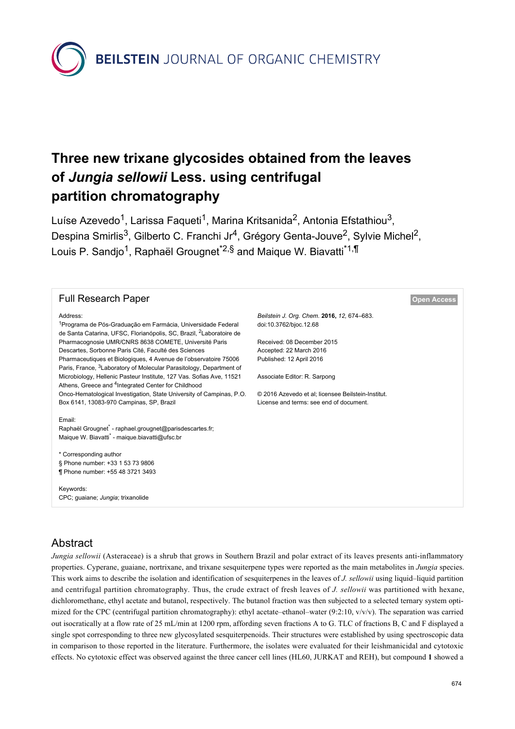# Three new trixane glycosides obtained from the leaves of *Jungia sellowii* Less. using centrifugal partition chromatography

Luíse Azevedo[1], Larissa Faqueti[1], Marina Kritsanida[2], Antonia Efstathiou[3], Despina Smirlis[3], Gilberto C. Franchi Jr[4], Grégory Genta-Jouve[2], Sylvie Michel[2], Louis P. Sandjo[1], Raphaël Grougnet[*2,§] and Maique W. Biavatti[*1,¶]

**Full Research Paper** — Open Access

Address:
[1]Programa de Pós-Graduação em Farmácia, Universidade Federal de Santa Catarina, UFSC, Florianópolis, SC, Brazil, [2]Laboratoire de Pharmacognosie UMR/CNRS 8638 COMETE, Université Paris Descartes, Sorbonne Paris Cité, Faculté des Sciences Pharmaceutiques et Biologiques, 4 Avenue de l'observatoire 75006 Paris, France, [3]Laboratory of Molecular Parasitology, Department of Microbiology, Hellenic Pasteur Institute, 127 Vas. Sofias Ave, 11521 Athens, Greece and [4]Integrated Center for Childhood Onco-Hematological Investigation, State University of Campinas, P.O. Box 6141, 13083-970 Campinas, SP, Brazil

Email:
Raphaël Grougnet[*] - raphael.grougnet@parisdescartes.fr;
Maique W. Biavatti[*] - maique.biavatti@ufsc.br

\* Corresponding author
§ Phone number: +33 1 53 73 9806
¶ Phone number: +55 48 3721 3493

Keywords:
CPC; guaiane; *Jungia*; trixanolide

*Beilstein J. Org. Chem.* **2016,** *12,* 674–683.
doi:10.3762/bjoc.12.68

Received: 08 December 2015
Accepted: 22 March 2016
Published: 12 April 2016

Associate Editor: R. Sarpong

© 2016 Azevedo et al; licensee Beilstein-Institut.
License and terms: see end of document.

## Abstract

*Jungia sellowii* (Asteraceae) is a shrub that grows in Southern Brazil and polar extract of its leaves presents anti-inflammatory properties. Cyperane, guaiane, nortrixane, and trixane sesquiterpene types were reported as the main metabolites in *Jungia* species. This work aims to describe the isolation and identification of sesquiterpenes in the leaves of *J. sellowii* using liquid–liquid partition and centrifugal partition chromatography. Thus, the crude extract of fresh leaves of *J. sellowii* was partitioned with hexane, dichloromethane, ethyl acetate and butanol, respectively. The butanol fraction was then subjected to a selected ternary system optimized for the CPC (centrifugal partition chromatography): ethyl acetate–ethanol–water (9:2:10, v/v/v). The separation was carried out isocratically at a flow rate of 25 mL/min at 1200 rpm, affording seven fractions A to G. TLC of fractions B, C and F displayed a single spot corresponding to three new glycosylated sesquiterpenoids. Their structures were established by using spectroscopic data in comparison to those reported in the literature. Furthermore, the isolates were evaluated for their leishmanicidal and cytotoxic effects. No cytotoxic effect was observed against the three cancer cell lines (HL60, JURKAT and REH), but compound **1** showed a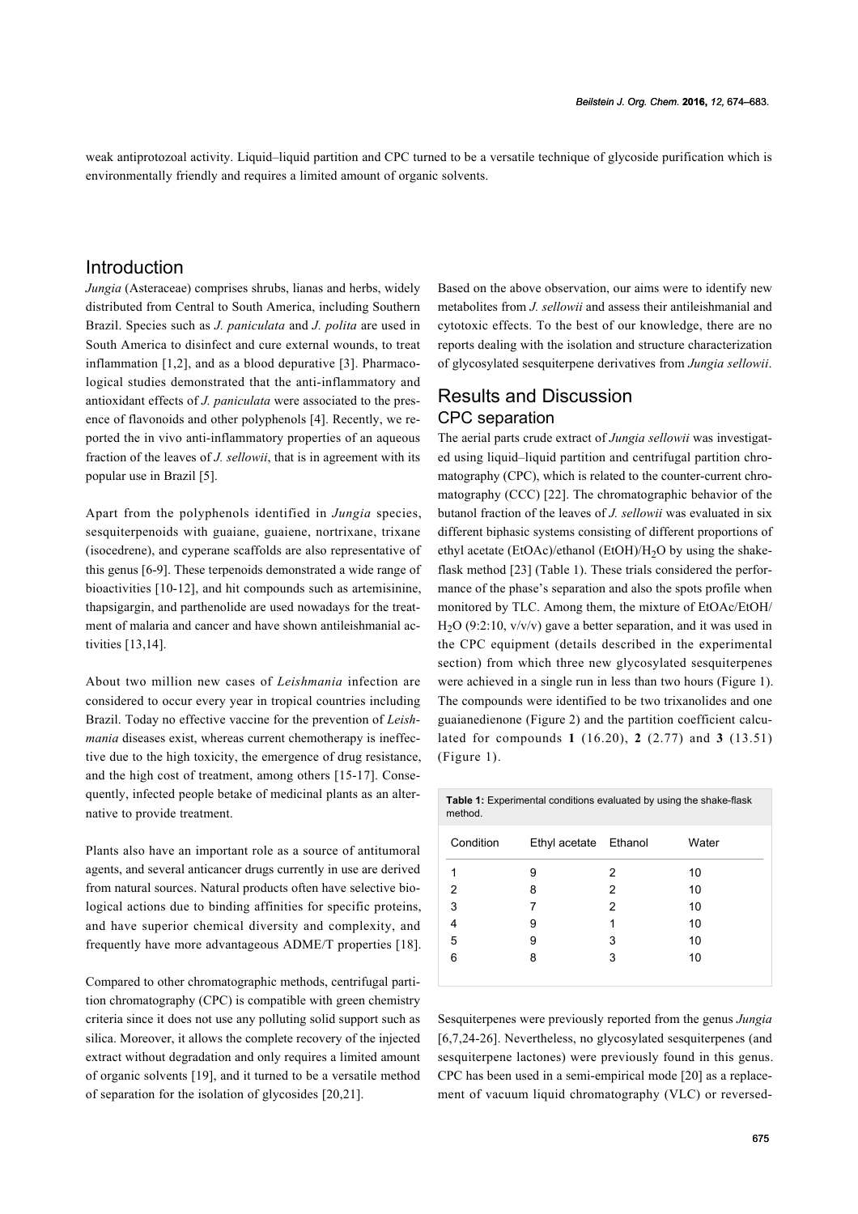weak antiprotozoal activity. Liquid–liquid partition and CPC turned to be a versatile technique of glycoside purification which is environmentally friendly and requires a limited amount of organic solvents.

## Introduction

*Jungia* (Asteraceae) comprises shrubs, lianas and herbs, widely distributed from Central to South America, including Southern Brazil. Species such as *J. paniculata* and *J. polita* are used in South America to disinfect and cure external wounds, to treat inflammation [1,2], and as a blood depurative [3]. Pharmacological studies demonstrated that the anti-inflammatory and antioxidant effects of *J. paniculata* were associated to the presence of flavonoids and other polyphenols [4]. Recently, we reported the in vivo anti-inflammatory properties of an aqueous fraction of the leaves of *J. sellowii*, that is in agreement with its popular use in Brazil [5].

Apart from the polyphenols identified in *Jungia* species, sesquiterpenoids with guaiane, guaiene, nortrixane, trixane (isocedrene), and cyperane scaffolds are also representative of this genus [6-9]. These terpenoids demonstrated a wide range of bioactivities [10-12], and hit compounds such as artemisinine, thapsigargin, and parthenolide are used nowadays for the treatment of malaria and cancer and have shown antileishmanial activities [13,14].

About two million new cases of *Leishmania* infection are considered to occur every year in tropical countries including Brazil. Today no effective vaccine for the prevention of *Leishmania* diseases exist, whereas current chemotherapy is ineffective due to the high toxicity, the emergence of drug resistance, and the high cost of treatment, among others [15-17]. Consequently, infected people betake of medicinal plants as an alternative to provide treatment.

Plants also have an important role as a source of antitumoral agents, and several anticancer drugs currently in use are derived from natural sources. Natural products often have selective biological actions due to binding affinities for specific proteins, and have superior chemical diversity and complexity, and frequently have more advantageous ADME/T properties [18].

Compared to other chromatographic methods, centrifugal partition chromatography (CPC) is compatible with green chemistry criteria since it does not use any polluting solid support such as silica. Moreover, it allows the complete recovery of the injected extract without degradation and only requires a limited amount of organic solvents [19], and it turned to be a versatile method of separation for the isolation of glycosides [20,21].

Based on the above observation, our aims were to identify new metabolites from *J. sellowii* and assess their antileishmanial and cytotoxic effects. To the best of our knowledge, there are no reports dealing with the isolation and structure characterization of glycosylated sesquiterpene derivatives from *Jungia sellowii*.

## Results and Discussion

### CPC separation

The aerial parts crude extract of *Jungia sellowii* was investigated using liquid–liquid partition and centrifugal partition chromatography (CPC), which is related to the counter-current chromatography (CCC) [22]. The chromatographic behavior of the butanol fraction of the leaves of *J. sellowii* was evaluated in six different biphasic systems consisting of different proportions of ethyl acetate (EtOAc)/ethanol (EtOH)/$H_2O$ by using the shake-flask method [23] (Table 1). These trials considered the performance of the phase's separation and also the spots profile when monitored by TLC. Among them, the mixture of EtOAc/EtOH/$H_2O$ (9:2:10, v/v/v) gave a better separation, and it was used in the CPC equipment (details described in the experimental section) from which three new glycosylated sesquiterpenes were achieved in a single run in less than two hours (Figure 1). The compounds were identified to be two trixanolides and one guaianedienone (Figure 2) and the partition coefficient calculated for compounds **1** (16.20), **2** (2.77) and **3** (13.51) (Figure 1).

**Table 1:** Experimental conditions evaluated by using the shake-flask method.

| Condition | Ethyl acetate | Ethanol | Water |
|---|---|---|---|
| 1 | 9 | 2 | 10 |
| 2 | 8 | 2 | 10 |
| 3 | 7 | 2 | 10 |
| 4 | 9 | 1 | 10 |
| 5 | 9 | 3 | 10 |
| 6 | 8 | 3 | 10 |

Sesquiterpenes were previously reported from the genus *Jungia* [6,7,24-26]. Nevertheless, no glycosylated sesquiterpenes (and sesquiterpene lactones) were previously found in this genus. CPC has been used in a semi-empirical mode [20] as a replacement of vacuum liquid chromatography (VLC) or reversed-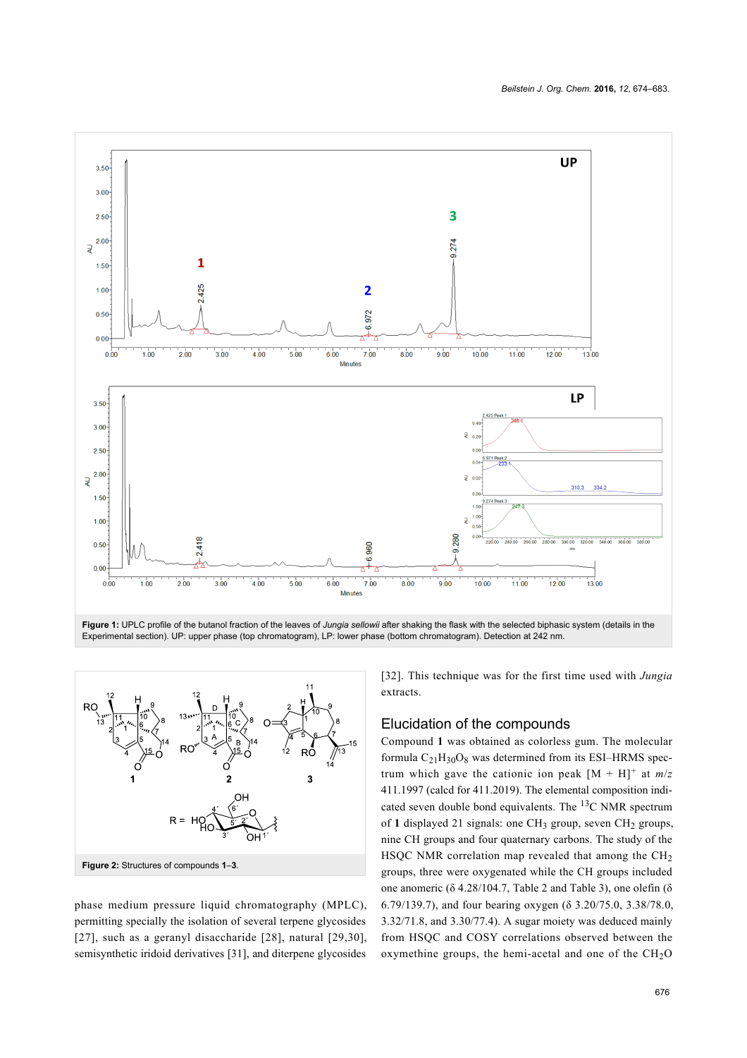Figure 1: UPLC profile of the butanol fraction of the leaves of *Jungia sellowii* after shaking the flask with the selected biphasic system (details in the Experimental section). UP: upper phase (top chromatogram), LP: lower phase (bottom chromatogram). Detection at 242 nm.

Figure 2: Structures of compounds **1–3**.

phase medium pressure liquid chromatography (MPLC), permitting specially the isolation of several terpene glycosides [27], such as a geranyl disaccharide [28], natural [29,30], semisynthetic iridoid derivatives [31], and diterpene glycosides [32]. This technique was for the first time used with *Jungia* extracts.

## Elucidation of the compounds

Compound **1** was obtained as colorless gum. The molecular formula $C_{21}H_{30}O_8$ was determined from its ESI–HRMS spectrum which gave the cationic ion peak $[M + H]^+$ at $m/z$ 411.1997 (calcd for 411.2019). The elemental composition indicated seven double bond equivalents. The $^{13}C$ NMR spectrum of **1** displayed 21 signals: one $CH_3$ group, seven $CH_2$ groups, nine CH groups and four quaternary carbons. The study of the HSQC NMR correlation map revealed that among the $CH_2$ groups, three were oxygenated while the CH groups included one anomeric (δ 4.28/104.7, Table 2 and Table 3), one olefin (δ 6.79/139.7), and four bearing oxygen (δ 3.20/75.0, 3.38/78.0, 3.32/71.8, and 3.30/77.4). A sugar moiety was deduced mainly from HSQC and COSY correlations observed between the oxymethine groups, the hemi-acetal and one of the $CH_2O$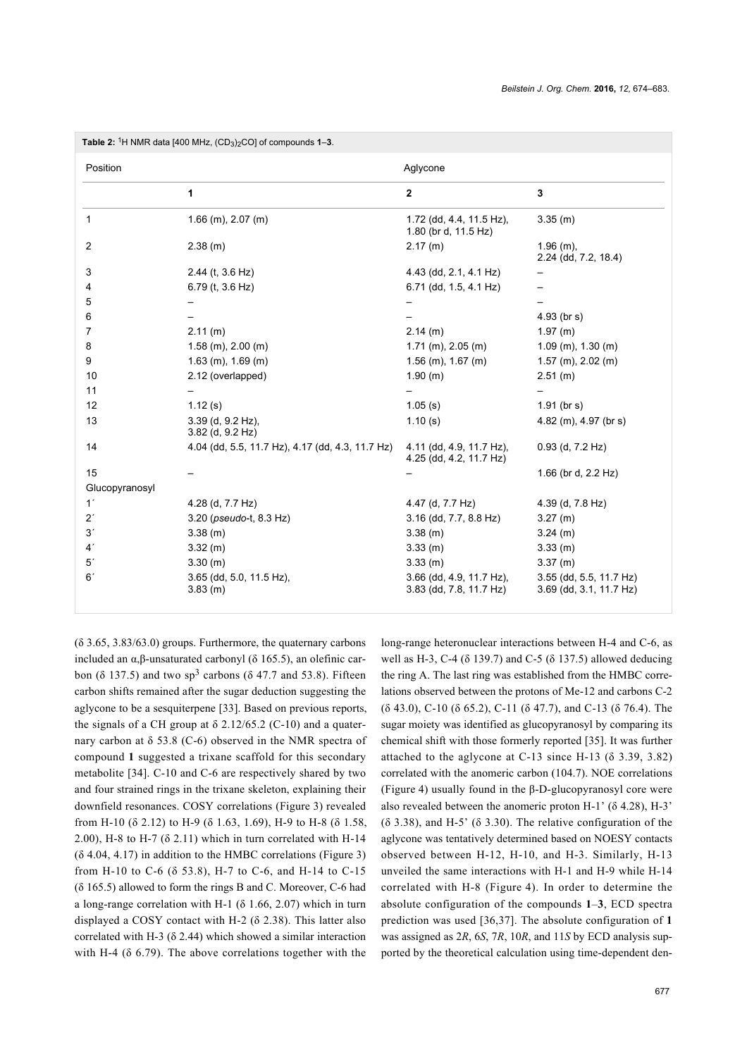**Table 2:** $^{1}H$ NMR data [400 MHz, $(CD_3)_2CO$] of compounds **1**–**3**.

| Position | Aglycone | | |
|---|---|---|---|
| | **1** | **2** | **3** |
| 1 | 1.66 (m), 2.07 (m) | 1.72 (dd, 4.4, 11.5 Hz), 1.80 (br d, 11.5 Hz) | 3.35 (m) |
| 2 | 2.38 (m) | 2.17 (m) | 1.96 (m), 2.24 (dd, 7.2, 18.4) |
| 3 | 2.44 (t, 3.6 Hz) | 4.43 (dd, 2.1, 4.1 Hz) | – |
| 4 | 6.79 (t, 3.6 Hz) | 6.71 (dd, 1.5, 4.1 Hz) | – |
| 5 | – | – | – |
| 6 | – | – | 4.93 (br s) |
| 7 | 2.11 (m) | 2.14 (m) | 1.97 (m) |
| 8 | 1.58 (m), 2.00 (m) | 1.71 (m), 2.05 (m) | 1.09 (m), 1.30 (m) |
| 9 | 1.63 (m), 1.69 (m) | 1.56 (m), 1.67 (m) | 1.57 (m), 2.02 (m) |
| 10 | 2.12 (overlapped) | 1.90 (m) | 2.51 (m) |
| 11 | – | – | – |
| 12 | 1.12 (s) | 1.05 (s) | 1.91 (br s) |
| 13 | 3.39 (d, 9.2 Hz), 3.82 (d, 9.2 Hz) | 1.10 (s) | 4.82 (m), 4.97 (br s) |
| 14 | 4.04 (dd, 5.5, 11.7 Hz), 4.17 (dd, 4.3, 11.7 Hz) | 4.11 (dd, 4.9, 11.7 Hz), 4.25 (dd, 4.2, 11.7 Hz) | 0.93 (d, 7.2 Hz) |
| 15 | – | – | 1.66 (br d, 2.2 Hz) |
| Glucopyranosyl | | | |
| 1´ | 4.28 (d, 7.7 Hz) | 4.47 (d, 7.7 Hz) | 4.39 (d, 7.8 Hz) |
| 2´ | 3.20 (*pseudo*-t, 8.3 Hz) | 3.16 (dd, 7.7, 8.8 Hz) | 3.27 (m) |
| 3´ | 3.38 (m) | 3.38 (m) | 3.24 (m) |
| 4´ | 3.32 (m) | 3.33 (m) | 3.33 (m) |
| 5´ | 3.30 (m) | 3.33 (m) | 3.37 (m) |
| 6´ | 3.65 (dd, 5.0, 11.5 Hz), 3.83 (m) | 3.66 (dd, 4.9, 11.7 Hz), 3.83 (dd, 7.8, 11.7 Hz) | 3.55 (dd, 5.5, 11.7 Hz) 3.69 (dd, 3.1, 11.7 Hz) |

(δ 3.65, 3.83/63.0) groups. Furthermore, the quaternary carbons included an α,β-unsaturated carbonyl (δ 165.5), an olefinic carbon (δ 137.5) and two $sp^3$ carbons (δ 47.7 and 53.8). Fifteen carbon shifts remained after the sugar deduction suggesting the aglycone to be a sesquiterpene [33]. Based on previous reports, the signals of a CH group at δ 2.12/65.2 (C-10) and a quaternary carbon at δ 53.8 (C-6) observed in the NMR spectra of compound **1** suggested a trixane scaffold for this secondary metabolite [34]. C-10 and C-6 are respectively shared by two and four strained rings in the trixane skeleton, explaining their downfield resonances. COSY correlations (Figure 3) revealed from H-10 (δ 2.12) to H-9 (δ 1.63, 1.69), H-9 to H-8 (δ 1.58, 2.00), H-8 to H-7 (δ 2.11) which in turn correlated with H-14 (δ 4.04, 4.17) in addition to the HMBC correlations (Figure 3) from H-10 to C-6 (δ 53.8), H-7 to C-6, and H-14 to C-15 (δ 165.5) allowed to form the rings B and C. Moreover, C-6 had a long-range correlation with H-1 (δ 1.66, 2.07) which in turn displayed a COSY contact with H-2 (δ 2.38). This latter also correlated with H-3 (δ 2.44) which showed a similar interaction with H-4 (δ 6.79). The above correlations together with the long-range heteronuclear interactions between H-4 and C-6, as well as H-3, C-4 (δ 139.7) and C-5 (δ 137.5) allowed deducing the ring A. The last ring was established from the HMBC correlations observed between the protons of Me-12 and carbons C-2 (δ 43.0), C-10 (δ 65.2), C-11 (δ 47.7), and C-13 (δ 76.4). The sugar moiety was identified as glucopyranosyl by comparing its chemical shift with those formerly reported [35]. It was further attached to the aglycone at C-13 since H-13 (δ 3.39, 3.82) correlated with the anomeric carbon (104.7). NOE correlations (Figure 4) usually found in the β-D-glucopyranosyl core were also revealed between the anomeric proton H-1' (δ 4.28), H-3' (δ 3.38), and H-5' (δ 3.30). The relative configuration of the aglycone was tentatively determined based on NOESY contacts observed between H-12, H-10, and H-3. Similarly, H-13 unveiled the same interactions with H-1 and H-9 while H-14 correlated with H-8 (Figure 4). In order to determine the absolute configuration of the compounds **1**–**3**, ECD spectra prediction was used [36,37]. The absolute configuration of **1** was assigned as 2*R*, 6*S*, 7*R*, 10*R*, and 11*S* by ECD analysis supported by the theoretical calculation using time-dependent den-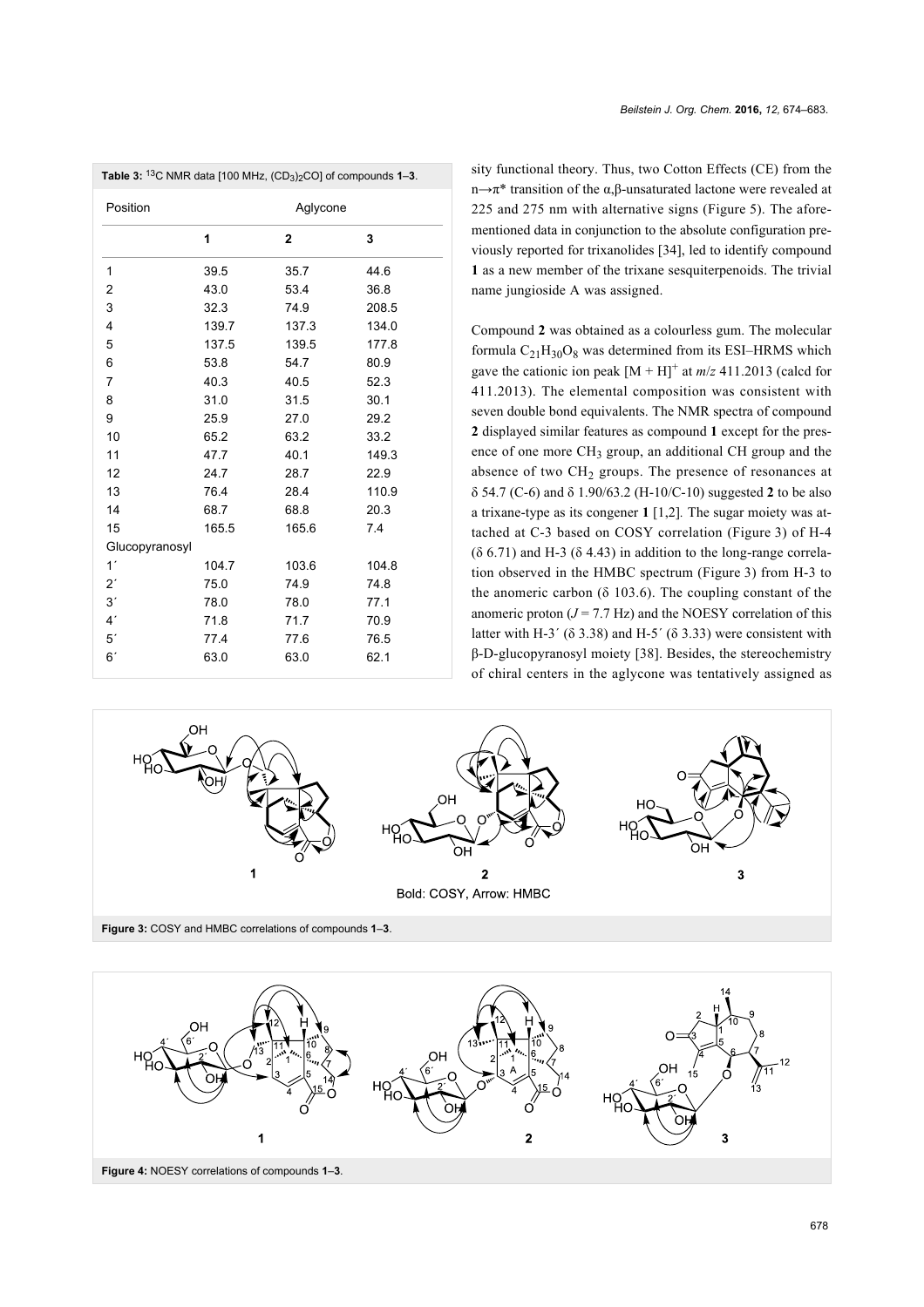**Table 3:** $^{13}C$ NMR data [100 MHz, $(CD_3)_2CO$] of compounds **1**–**3**.

| Position | Aglycone | | |
|---|---|---|---|
| | **1** | **2** | **3** |
| 1 | 39.5 | 35.7 | 44.6 |
| 2 | 43.0 | 53.4 | 36.8 |
| 3 | 32.3 | 74.9 | 208.5 |
| 4 | 139.7 | 137.3 | 134.0 |
| 5 | 137.5 | 139.5 | 177.8 |
| 6 | 53.8 | 54.7 | 80.9 |
| 7 | 40.3 | 40.5 | 52.3 |
| 8 | 31.0 | 31.5 | 30.1 |
| 9 | 25.9 | 27.0 | 29.2 |
| 10 | 65.2 | 63.2 | 33.2 |
| 11 | 47.7 | 40.1 | 149.3 |
| 12 | 24.7 | 28.7 | 22.9 |
| 13 | 76.4 | 28.4 | 110.9 |
| 14 | 68.7 | 68.8 | 20.3 |
| 15 | 165.5 | 165.6 | 7.4 |
| Glucopyranosyl | | | |
| 1´ | 104.7 | 103.6 | 104.8 |
| 2´ | 75.0 | 74.9 | 74.8 |
| 3´ | 78.0 | 78.0 | 77.1 |
| 4´ | 71.8 | 71.7 | 70.9 |
| 5´ | 77.4 | 77.6 | 76.5 |
| 6´ | 63.0 | 63.0 | 62.1 |

sity functional theory. Thus, two Cotton Effects (CE) from the n→π* transition of the α,β-unsaturated lactone were revealed at 225 and 275 nm with alternative signs (Figure 5). The aforementioned data in conjunction to the absolute configuration previously reported for trixanolides [34], led to identify compound **1** as a new member of the trixane sesquiterpenoids. The trivial name jungioside A was assigned.

Compound **2** was obtained as a colourless gum. The molecular formula $C_{21}H_{30}O_8$ was determined from its ESI–HRMS which gave the cationic ion peak $[M + H]^+$ at $m/z$ 411.2013 (calcd for 411.2013). The elemental composition was consistent with seven double bond equivalents. The NMR spectra of compound **2** displayed similar features as compound **1** except for the presence of one more $CH_3$ group, an additional CH group and the absence of two $CH_2$ groups. The presence of resonances at δ 54.7 (C-6) and δ 1.90/63.2 (H-10/C-10) suggested **2** to be also a trixane-type as its congener **1** [1,2]. The sugar moiety was attached at C-3 based on COSY correlation (Figure 3) of H-4 (δ 6.71) and H-3 (δ 4.43) in addition to the long-range correlation observed in the HMBC spectrum (Figure 3) from H-3 to the anomeric carbon (δ 103.6). The coupling constant of the anomeric proton ($J$ = 7.7 Hz) and the NOESY correlation of this latter with H-3´ (δ 3.38) and H-5´ (δ 3.33) were consistent with β-D-glucopyranosyl moiety [38]. Besides, the stereochemistry of chiral centers in the aglycone was tentatively assigned as

Figure 3: COSY and HMBC correlations of compounds **1**–**3**.

Figure 4: NOESY correlations of compounds **1**–**3**.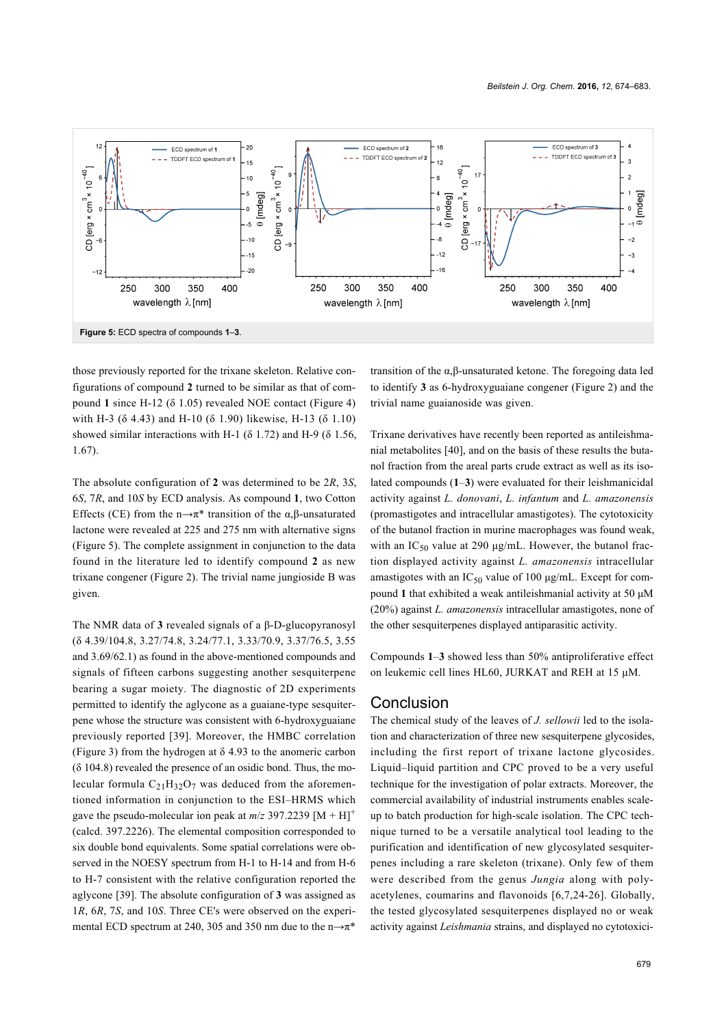Figure 5: ECD spectra of compounds **1**–**3**.

those previously reported for the trixane skeleton. Relative configurations of compound **2** turned to be similar as that of compound **1** since H-12 (δ 1.05) revealed NOE contact (Figure 4) with H-3 (δ 4.43) and H-10 (δ 1.90) likewise, H-13 (δ 1.10) showed similar interactions with H-1 (δ 1.72) and H-9 (δ 1.56, 1.67).

The absolute configuration of **2** was determined to be 2*R*, 3*S*, 6*S*, 7*R*, and 10*S* by ECD analysis. As compound **1**, two Cotton Effects (CE) from the n→π* transition of the α,β-unsaturated lactone were revealed at 225 and 275 nm with alternative signs (Figure 5). The complete assignment in conjunction to the data found in the literature led to identify compound **2** as new trixane congener (Figure 2). The trivial name jungioside B was given.

The NMR data of **3** revealed signals of a β-D-glucopyranosyl (δ 4.39/104.8, 3.27/74.8, 3.24/77.1, 3.33/70.9, 3.37/76.5, 3.55 and 3.69/62.1) as found in the above-mentioned compounds and signals of fifteen carbons suggesting another sesquiterpene bearing a sugar moiety. The diagnostic of 2D experiments permitted to identify the aglycone as a guaiane-type sesquiterpene whose the structure was consistent with 6-hydroxyguaiane previously reported [39]. Moreover, the HMBC correlation (Figure 3) from the hydrogen at δ 4.93 to the anomeric carbon (δ 104.8) revealed the presence of an osidic bond. Thus, the molecular formula $C_{21}H_{32}O_7$ was deduced from the aforementioned information in conjunction to the ESI–HRMS which gave the pseudo-molecular ion peak at *m/z* 397.2239 $[M + H]^+$ (calcd. 397.2226). The elemental composition corresponded to six double bond equivalents. Some spatial correlations were observed in the NOESY spectrum from H-1 to H-14 and from H-6 to H-7 consistent with the relative configuration reported the aglycone [39]. The absolute configuration of **3** was assigned as 1*R*, 6*R*, 7*S*, and 10*S*. Three CE's were observed on the experimental ECD spectrum at 240, 305 and 350 nm due to the n→π* transition of the α,β-unsaturated ketone. The foregoing data led to identify **3** as 6-hydroxyguaiane congener (Figure 2) and the trivial name guaianoside was given.

Trixane derivatives have recently been reported as antileishmanial metabolites [40], and on the basis of these results the butanol fraction from the areal parts crude extract as well as its isolated compounds (**1**–**3**) were evaluated for their leishmanicidal activity against *L. donovani*, *L. infantum* and *L. amazonensis* (promastigotes and intracellular amastigotes). The cytotoxicity of the butanol fraction in murine macrophages was found weak, with an $IC_{50}$ value at 290 µg/mL. However, the butanol fraction displayed activity against *L. amazonensis* intracellular amastigotes with an $IC_{50}$ value of 100 µg/mL. Except for compound **1** that exhibited a weak antileishmanial activity at 50 µM (20%) against *L. amazonensis* intracellular amastigotes, none of the other sesquiterpenes displayed antiparasitic activity.

Compounds **1**–**3** showed less than 50% antiproliferative effect on leukemic cell lines HL60, JURKAT and REH at 15 µM.

## Conclusion

The chemical study of the leaves of *J. sellowii* led to the isolation and characterization of three new sesquiterpene glycosides, including the first report of trixane lactone glycosides. Liquid–liquid partition and CPC proved to be a very useful technique for the investigation of polar extracts. Moreover, the commercial availability of industrial instruments enables scale-up to batch production for high-scale isolation. The CPC technique turned to be a versatile analytical tool leading to the purification and identification of new glycosylated sesquiterpenes including a rare skeleton (trixane). Only few of them were described from the genus *Jungia* along with polyacetylenes, coumarins and flavonoids [6,7,24-26]. Globally, the tested glycosylated sesquiterpenes displayed no or weak activity against *Leishmania* strains, and displayed no cytotoxici-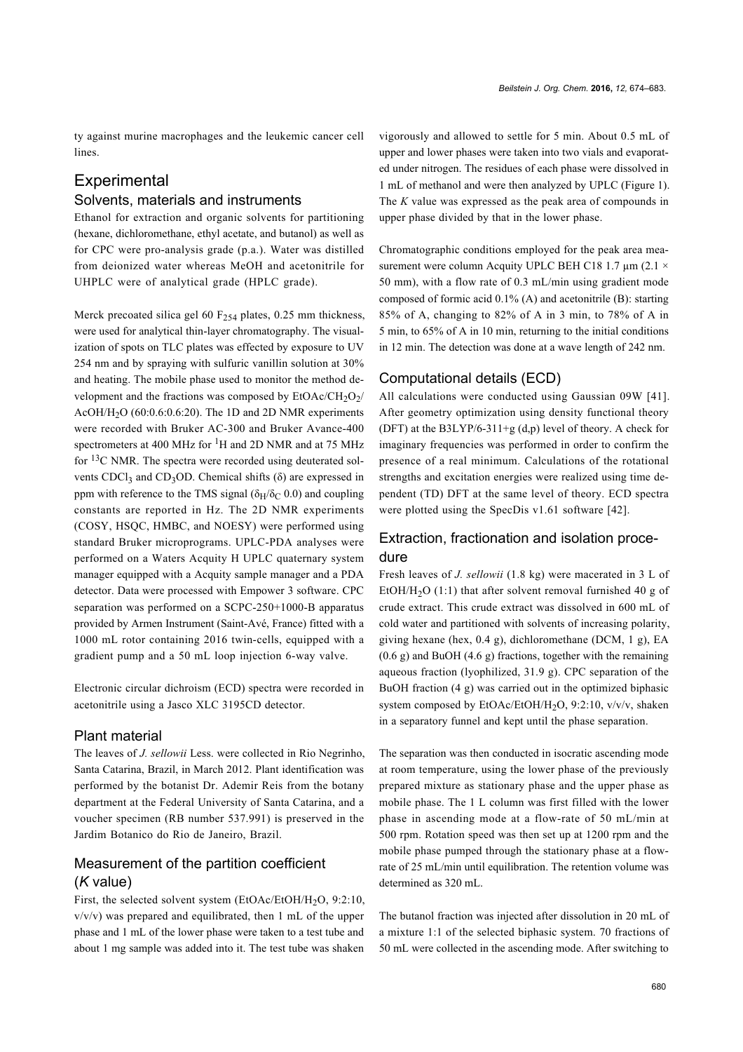ty against murine macrophages and the leukemic cancer cell lines.

# Experimental

## Solvents, materials and instruments

Ethanol for extraction and organic solvents for partitioning (hexane, dichloromethane, ethyl acetate, and butanol) as well as for CPC were pro-analysis grade (p.a.). Water was distilled from deionized water whereas MeOH and acetonitrile for UHPLC were of analytical grade (HPLC grade).

Merck precoated silica gel 60 $F_{254}$ plates, 0.25 mm thickness, were used for analytical thin-layer chromatography. The visualization of spots on TLC plates was effected by exposure to UV 254 nm and by spraying with sulfuric vanillin solution at 30% and heating. The mobile phase used to monitor the method development and the fractions was composed by $EtOAc/CH_2O_2/AcOH/H_2O$ (60:0.6:0.6:20). The 1D and 2D NMR experiments were recorded with Bruker AC-300 and Bruker Avance-400 spectrometers at 400 MHz for $^1H$ and 2D NMR and at 75 MHz for $^{13}C$ NMR. The spectra were recorded using deuterated solvents $CDCl_3$ and $CD_3OD$. Chemical shifts (δ) are expressed in ppm with reference to the TMS signal ($\delta_H/\delta_C$ 0.0) and coupling constants are reported in Hz. The 2D NMR experiments (COSY, HSQC, HMBC, and NOESY) were performed using standard Bruker microprograms. UPLC-PDA analyses were performed on a Waters Acquity H UPLC quaternary system manager equipped with a Acquity sample manager and a PDA detector. Data were processed with Empower 3 software. CPC separation was performed on a SCPC-250+1000-B apparatus provided by Armen Instrument (Saint-Avé, France) fitted with a 1000 mL rotor containing 2016 twin-cells, equipped with a gradient pump and a 50 mL loop injection 6-way valve.

Electronic circular dichroism (ECD) spectra were recorded in acetonitrile using a Jasco XLC 3195CD detector.

## Plant material

The leaves of *J. sellowii* Less. were collected in Rio Negrinho, Santa Catarina, Brazil, in March 2012. Plant identification was performed by the botanist Dr. Ademir Reis from the botany department at the Federal University of Santa Catarina, and a voucher specimen (RB number 537.991) is preserved in the Jardim Botanico do Rio de Janeiro, Brazil.

## Measurement of the partition coefficient (*K* value)

First, the selected solvent system ($EtOAc/EtOH/H_2O$, 9:2:10, v/v/v) was prepared and equilibrated, then 1 mL of the upper phase and 1 mL of the lower phase were taken to a test tube and about 1 mg sample was added into it. The test tube was shaken vigorously and allowed to settle for 5 min. About 0.5 mL of upper and lower phases were taken into two vials and evaporated under nitrogen. The residues of each phase were dissolved in 1 mL of methanol and were then analyzed by UPLC (Figure 1). The *K* value was expressed as the peak area of compounds in upper phase divided by that in the lower phase.

Chromatographic conditions employed for the peak area measurement were column Acquity UPLC BEH C18 1.7 µm (2.1 × 50 mm), with a flow rate of 0.3 mL/min using gradient mode composed of formic acid 0.1% (A) and acetonitrile (B): starting 85% of A, changing to 82% of A in 3 min, to 78% of A in 5 min, to 65% of A in 10 min, returning to the initial conditions in 12 min. The detection was done at a wave length of 242 nm.

## Computational details (ECD)

All calculations were conducted using Gaussian 09W [41]. After geometry optimization using density functional theory (DFT) at the B3LYP/6-311+g (d,p) level of theory. A check for imaginary frequencies was performed in order to confirm the presence of a real minimum. Calculations of the rotational strengths and excitation energies were realized using time dependent (TD) DFT at the same level of theory. ECD spectra were plotted using the SpecDis v1.61 software [42].

## Extraction, fractionation and isolation procedure

Fresh leaves of *J. sellowii* (1.8 kg) were macerated in 3 L of $EtOH/H_2O$ (1:1) that after solvent removal furnished 40 g of crude extract. This crude extract was dissolved in 600 mL of cold water and partitioned with solvents of increasing polarity, giving hexane (hex, 0.4 g), dichloromethane (DCM, 1 g), EA (0.6 g) and BuOH (4.6 g) fractions, together with the remaining aqueous fraction (lyophilized, 31.9 g). CPC separation of the BuOH fraction (4 g) was carried out in the optimized biphasic system composed by $EtOAc/EtOH/H_2O$, 9:2:10, v/v/v, shaken in a separatory funnel and kept until the phase separation.

The separation was then conducted in isocratic ascending mode at room temperature, using the lower phase of the previously prepared mixture as stationary phase and the upper phase as mobile phase. The 1 L column was first filled with the lower phase in ascending mode at a flow-rate of 50 mL/min at 500 rpm. Rotation speed was then set up at 1200 rpm and the mobile phase pumped through the stationary phase at a flow-rate of 25 mL/min until equilibration. The retention volume was determined as 320 mL.

The butanol fraction was injected after dissolution in 20 mL of a mixture 1:1 of the selected biphasic system. 70 fractions of 50 mL were collected in the ascending mode. After switching to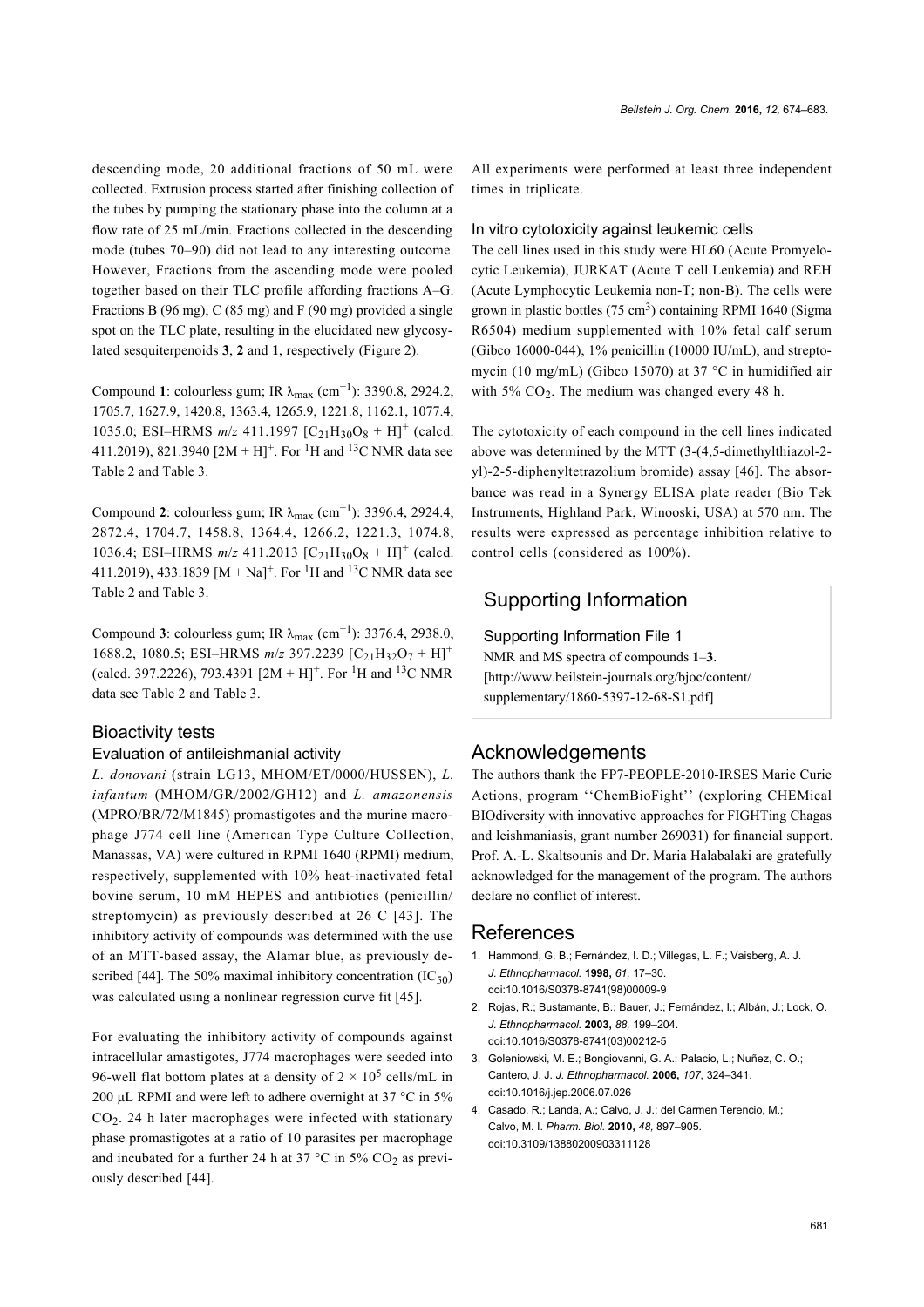descending mode, 20 additional fractions of 50 mL were collected. Extrusion process started after finishing collection of the tubes by pumping the stationary phase into the column at a flow rate of 25 mL/min. Fractions collected in the descending mode (tubes 70–90) did not lead to any interesting outcome. However, Fractions from the ascending mode were pooled together based on their TLC profile affording fractions A–G. Fractions B (96 mg), C (85 mg) and F (90 mg) provided a single spot on the TLC plate, resulting in the elucidated new glycosylated sesquiterpenoids **3**, **2** and **1**, respectively (Figure 2).

Compound **1**: colourless gum; IR $\lambda_{max}$ ($cm^{-1}$): 3390.8, 2924.2, 1705.7, 1627.9, 1420.8, 1363.4, 1265.9, 1221.8, 1162.1, 1077.4, 1035.0; ESI–HRMS *m/z* 411.1997 $[C_{21}H_{30}O_8 + H]^+$ (calcd. 411.2019), 821.3940 $[2M + H]^+$. For $^1H$ and $^{13}C$ NMR data see Table 2 and Table 3.

Compound **2**: colourless gum; IR $\lambda_{max}$ ($cm^{-1}$): 3396.4, 2924.4, 2872.4, 1704.7, 1458.8, 1364.4, 1266.2, 1221.3, 1074.8, 1036.4; ESI–HRMS *m/z* 411.2013 $[C_{21}H_{30}O_8 + H]^+$ (calcd. 411.2019), 433.1839 $[M + Na]^+$. For $^1H$ and $^{13}C$ NMR data see Table 2 and Table 3.

Compound **3**: colourless gum; IR $\lambda_{max}$ ($cm^{-1}$): 3376.4, 2938.0, 1688.2, 1080.5; ESI–HRMS *m/z* 397.2239 $[C_{21}H_{32}O_7 + H]^+$ (calcd. 397.2226), 793.4391 $[2M + H]^+$. For $^1H$ and $^{13}C$ NMR data see Table 2 and Table 3.

## Bioactivity tests

### Evaluation of antileishmanial activity

*L. donovani* (strain LG13, MHOM/ET/0000/HUSSEN), *L. infantum* (MHOM/GR/2002/GH12) and *L. amazonensis* (MPRO/BR/72/M1845) promastigotes and the murine macrophage J774 cell line (American Type Culture Collection, Manassas, VA) were cultured in RPMI 1640 (RPMI) medium, respectively, supplemented with 10% heat-inactivated fetal bovine serum, 10 mM HEPES and antibiotics (penicillin/streptomycin) as previously described at 26 C [43]. The inhibitory activity of compounds was determined with the use of an MTT-based assay, the Alamar blue, as previously described [44]. The 50% maximal inhibitory concentration ($IC_{50}$) was calculated using a nonlinear regression curve fit [45].

For evaluating the inhibitory activity of compounds against intracellular amastigotes, J774 macrophages were seeded into 96-well flat bottom plates at a density of $2 \times 10^5$ cells/mL in 200 μL RPMI and were left to adhere overnight at 37 °C in 5% $CO_2$. 24 h later macrophages were infected with stationary phase promastigotes at a ratio of 10 parasites per macrophage and incubated for a further 24 h at 37 °C in 5% $CO_2$ as previously described [44].

All experiments were performed at least three independent times in triplicate.

### In vitro cytotoxicity against leukemic cells

The cell lines used in this study were HL60 (Acute Promyelocytic Leukemia), JURKAT (Acute T cell Leukemia) and REH (Acute Lymphocytic Leukemia non-T; non-B). The cells were grown in plastic bottles (75 $cm^3$) containing RPMI 1640 (Sigma R6504) medium supplemented with 10% fetal calf serum (Gibco 16000-044), 1% penicillin (10000 IU/mL), and streptomycin (10 mg/mL) (Gibco 15070) at 37 °C in humidified air with 5% $CO_2$. The medium was changed every 48 h.

The cytotoxicity of each compound in the cell lines indicated above was determined by the MTT (3-(4,5-dimethylthiazol-2-yl)-2-5-diphenyltetrazolium bromide) assay [46]. The absorbance was read in a Synergy ELISA plate reader (Bio Tek Instruments, Highland Park, Winooski, USA) at 570 nm. The results were expressed as percentage inhibition relative to control cells (considered as 100%).

## Supporting Information

Supporting Information File 1
NMR and MS spectra of compounds **1**–**3**.
[http://www.beilstein-journals.org/bjoc/content/supplementary/1860-5397-12-68-S1.pdf]

## Acknowledgements

The authors thank the FP7-PEOPLE-2010-IRSES Marie Curie Actions, program ''ChemBioFight'' (exploring CHEMical BIOdiversity with innovative approaches for FIGHTing Chagas and leishmaniasis, grant number 269031) for financial support. Prof. A.-L. Skaltsounis and Dr. Maria Halabalaki are gratefully acknowledged for the management of the program. The authors declare no conflict of interest.

## References

1. Hammond, G. B.; Fernández, I. D.; Villegas, L. F.; Vaisberg, A. J. *J. Ethnopharmacol.* **1998,** *61,* 17–30. doi:10.1016/S0378-8741(98)00009-9
2. Rojas, R.; Bustamante, B.; Bauer, J.; Fernández, I.; Albán, J.; Lock, O. *J. Ethnopharmacol.* **2003,** *88,* 199–204. doi:10.1016/S0378-8741(03)00212-5
3. Goleniowski, M. E.; Bongiovanni, G. A.; Palacio, L.; Nuñez, C. O.; Cantero, J. J. *J. Ethnopharmacol.* **2006,** *107,* 324–341. doi:10.1016/j.jep.2006.07.026
4. Casado, R.; Landa, A.; Calvo, J. J.; del Carmen Terencio, M.; Calvo, M. I. *Pharm. Biol.* **2010,** *48,* 897–905. doi:10.3109/13880200903311128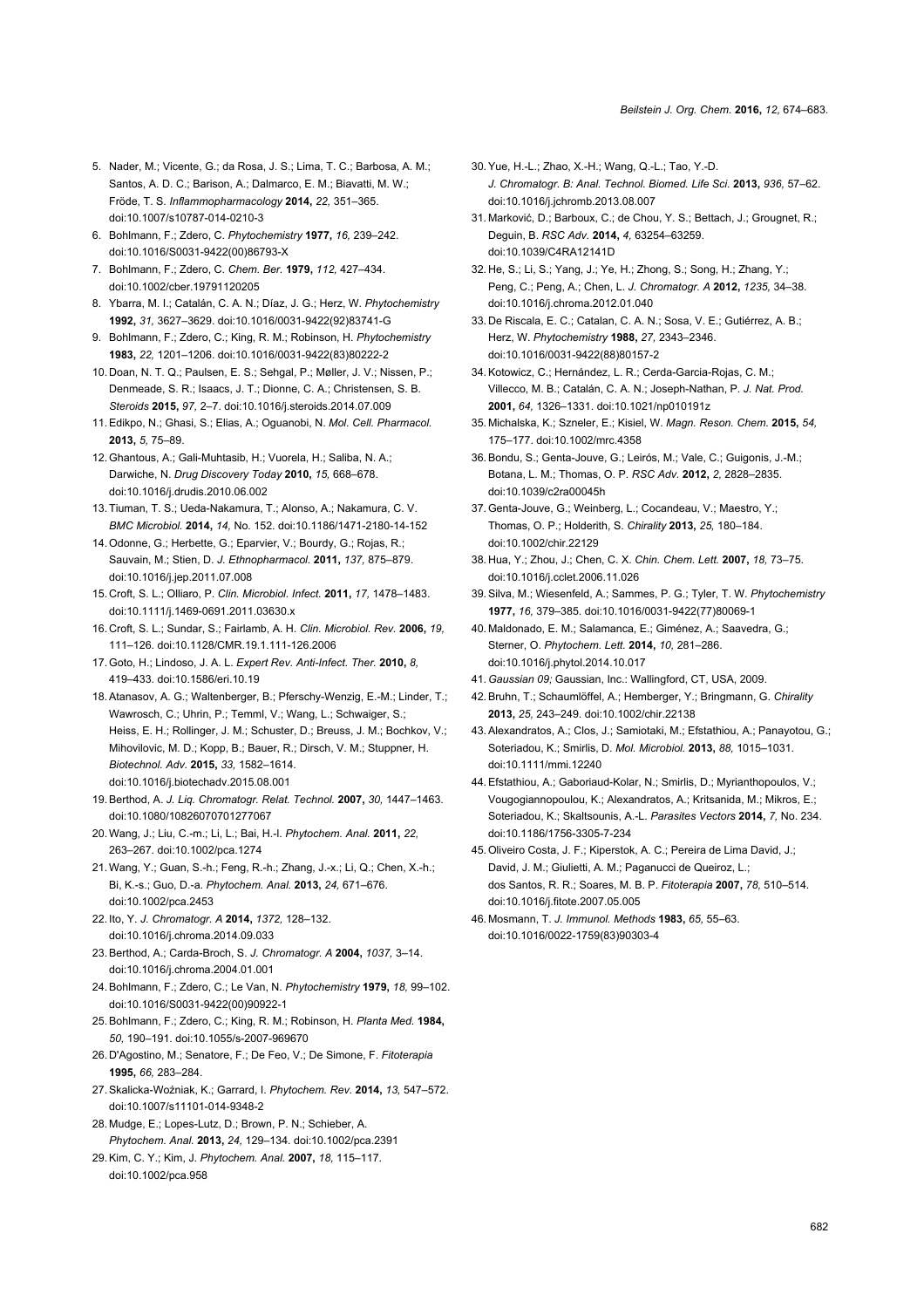5. Nader, M.; Vicente, G.; da Rosa, J. S.; Lima, T. C.; Barbosa, A. M.; Santos, A. D. C.; Barison, A.; Dalmarco, E. M.; Biavatti, M. W.; Fröde, T. S. *Inflammopharmacology* **2014,** *22,* 351–365. doi:10.1007/s10787-014-0210-3
6. Bohlmann, F.; Zdero, C. *Phytochemistry* **1977,** *16,* 239–242. doi:10.1016/S0031-9422(00)86793-X
7. Bohlmann, F.; Zdero, C. *Chem. Ber.* **1979,** *112,* 427–434. doi:10.1002/cber.19791120205
8. Ybarra, M. I.; Catalán, C. A. N.; Díaz, J. G.; Herz, W. *Phytochemistry* **1992,** *31,* 3627–3629. doi:10.1016/0031-9422(92)83741-G
9. Bohlmann, F.; Zdero, C.; King, R. M.; Robinson, H. *Phytochemistry* **1983,** *22,* 1201–1206. doi:10.1016/0031-9422(83)80222-2
10. Doan, N. T. Q.; Paulsen, E. S.; Sehgal, P.; Møller, J. V.; Nissen, P.; Denmeade, S. R.; Isaacs, J. T.; Dionne, C. A.; Christensen, S. B. *Steroids* **2015,** *97,* 2–7. doi:10.1016/j.steroids.2014.07.009
11. Edikpo, N.; Ghasi, S.; Elias, A.; Oguanobi, N. *Mol. Cell. Pharmacol.* **2013,** *5,* 75–89.
12. Ghantous, A.; Gali-Muhtasib, H.; Vuorela, H.; Saliba, N. A.; Darwiche, N. *Drug Discovery Today* **2010,** *15,* 668–678. doi:10.1016/j.drudis.2010.06.002
13. Tiuman, T. S.; Ueda-Nakamura, T.; Alonso, A.; Nakamura, C. V. *BMC Microbiol.* **2014,** *14,* No. 152. doi:10.1186/1471-2180-14-152
14. Odonne, G.; Herbette, G.; Eparvier, V.; Bourdy, G.; Rojas, R.; Sauvain, M.; Stien, D. *J. Ethnopharmacol.* **2011,** *137,* 875–879. doi:10.1016/j.jep.2011.07.008
15. Croft, S. L.; Olliaro, P. *Clin. Microbiol. Infect.* **2011,** *17,* 1478–1483. doi:10.1111/j.1469-0691.2011.03630.x
16. Croft, S. L.; Sundar, S.; Fairlamb, A. H. *Clin. Microbiol. Rev.* **2006,** *19,* 111–126. doi:10.1128/CMR.19.1.111-126.2006
17. Goto, H.; Lindoso, J. A. L. *Expert Rev. Anti-Infect. Ther.* **2010,** *8,* 419–433. doi:10.1586/eri.10.19
18. Atanasov, A. G.; Waltenberger, B.; Pferschy-Wenzig, E.-M.; Linder, T.; Wawrosch, C.; Uhrin, P.; Temml, V.; Wang, L.; Schwaiger, S.; Heiss, E. H.; Rollinger, J. M.; Schuster, D.; Breuss, J. M.; Bochkov, V.; Mihovilovic, M. D.; Kopp, B.; Bauer, R.; Dirsch, V. M.; Stuppner, H. *Biotechnol. Adv.* **2015,** *33,* 1582–1614. doi:10.1016/j.biotechadv.2015.08.001
19. Berthod, A. *J. Liq. Chromatogr. Relat. Technol.* **2007,** *30,* 1447–1463. doi:10.1080/10826070701277067
20. Wang, J.; Liu, C.-m.; Li, L.; Bai, H.-l. *Phytochem. Anal.* **2011,** *22,* 263–267. doi:10.1002/pca.1274
21. Wang, Y.; Guan, S.-h.; Feng, R.-h.; Zhang, J.-x.; Li, Q.; Chen, X.-h.; Bi, K.-s.; Guo, D.-a. *Phytochem. Anal.* **2013,** *24,* 671–676. doi:10.1002/pca.2453
22. Ito, Y. *J. Chromatogr. A* **2014,** *1372,* 128–132. doi:10.1016/j.chroma.2014.09.033
23. Berthod, A.; Carda-Broch, S. *J. Chromatogr. A* **2004,** *1037,* 3–14. doi:10.1016/j.chroma.2004.01.001
24. Bohlmann, F.; Zdero, C.; Le Van, N. *Phytochemistry* **1979,** *18,* 99–102. doi:10.1016/S0031-9422(00)90922-1
25. Bohlmann, F.; Zdero, C.; King, R. M.; Robinson, H. *Planta Med.* **1984,** *50,* 190–191. doi:10.1055/s-2007-969670
26. D'Agostino, M.; Senatore, F.; De Feo, V.; De Simone, F. *Fitoterapia* **1995,** *66,* 283–284.
27. Skalicka-Woźniak, K.; Garrard, I. *Phytochem. Rev.* **2014,** *13,* 547–572. doi:10.1007/s11101-014-9348-2
28. Mudge, E.; Lopes-Lutz, D.; Brown, P. N.; Schieber, A. *Phytochem. Anal.* **2013,** *24,* 129–134. doi:10.1002/pca.2391
29. Kim, C. Y.; Kim, J. *Phytochem. Anal.* **2007,** *18,* 115–117. doi:10.1002/pca.958
30. Yue, H.-L.; Zhao, X.-H.; Wang, Q.-L.; Tao, Y.-D. *J. Chromatogr. B: Anal. Technol. Biomed. Life Sci.* **2013,** *936,* 57–62. doi:10.1016/j.jchromb.2013.08.007
31. Marković, D.; Barboux, C.; de Chou, Y. S.; Bettach, J.; Grougnet, R.; Deguin, B. *RSC Adv.* **2014,** *4,* 63254–63259. doi:10.1039/C4RA12141D
32. He, S.; Li, S.; Yang, J.; Ye, H.; Zhong, S.; Song, H.; Zhang, Y.; Peng, C.; Peng, A.; Chen, L. *J. Chromatogr. A* **2012,** *1235,* 34–38. doi:10.1016/j.chroma.2012.01.040
33. De Riscala, E. C.; Catalan, C. A. N.; Sosa, V. E.; Gutiérrez, A. B.; Herz, W. *Phytochemistry* **1988,** *27,* 2343–2346. doi:10.1016/0031-9422(88)80157-2
34. Kotowicz, C.; Hernández, L. R.; Cerda-Garcia-Rojas, C. M.; Villecco, M. B.; Catalán, C. A. N.; Joseph-Nathan, P. *J. Nat. Prod.* **2001,** *64,* 1326–1331. doi:10.1021/np010191z
35. Michalska, K.; Szneler, E.; Kisiel, W. *Magn. Reson. Chem.* **2015,** *54,* 175–177. doi:10.1002/mrc.4358
36. Bondu, S.; Genta-Jouve, G.; Leirós, M.; Vale, C.; Guigonis, J.-M.; Botana, L. M.; Thomas, O. P. *RSC Adv.* **2012,** *2,* 2828–2835. doi:10.1039/c2ra00045h
37. Genta-Jouve, G.; Weinberg, L.; Cocandeau, V.; Maestro, Y.; Thomas, O. P.; Holderith, S. *Chirality* **2013,** *25,* 180–184. doi:10.1002/chir.22129
38. Hua, Y.; Zhou, J.; Chen, C. X. *Chin. Chem. Lett.* **2007,** *18,* 73–75. doi:10.1016/j.cclet.2006.11.026
39. Silva, M.; Wiesenfeld, A.; Sammes, P. G.; Tyler, T. W. *Phytochemistry* **1977,** *16,* 379–385. doi:10.1016/0031-9422(77)80069-1
40. Maldonado, E. M.; Salamanca, E.; Giménez, A.; Saavedra, G.; Sterner, O. *Phytochem. Lett.* **2014,** *10,* 281–286. doi:10.1016/j.phytol.2014.10.017
41. *Gaussian 09;* Gaussian, Inc.: Wallingford, CT, USA, 2009.
42. Bruhn, T.; Schaumlöffel, A.; Hemberger, Y.; Bringmann, G. *Chirality* **2013,** *25,* 243–249. doi:10.1002/chir.22138
43. Alexandratos, A.; Clos, J.; Samiotaki, M.; Efstathiou, A.; Panayotou, G.; Soteriadou, K.; Smirlis, D. *Mol. Microbiol.* **2013,** *88,* 1015–1031. doi:10.1111/mmi.12240
44. Efstathiou, A.; Gaboriaud-Kolar, N.; Smirlis, D.; Myrianthopoulos, V.; Vougogiannopoulou, K.; Alexandratos, A.; Kritsanida, M.; Mikros, E.; Soteriadou, K.; Skaltsounis, A.-L. *Parasites Vectors* **2014,** *7,* No. 234. doi:10.1186/1756-3305-7-234
45. Oliveiro Costa, J. F.; Kiperstok, A. C.; Pereira de Lima David, J.; David, J. M.; Giulietti, A. M.; Paganucci de Queiroz, L.; dos Santos, R. R.; Soares, M. B. P. *Fitoterapia* **2007,** *78,* 510–514. doi:10.1016/j.fitote.2007.05.005
46. Mosmann, T. *J. Immunol. Methods* **1983,** *65,* 55–63. doi:10.1016/0022-1759(83)90303-4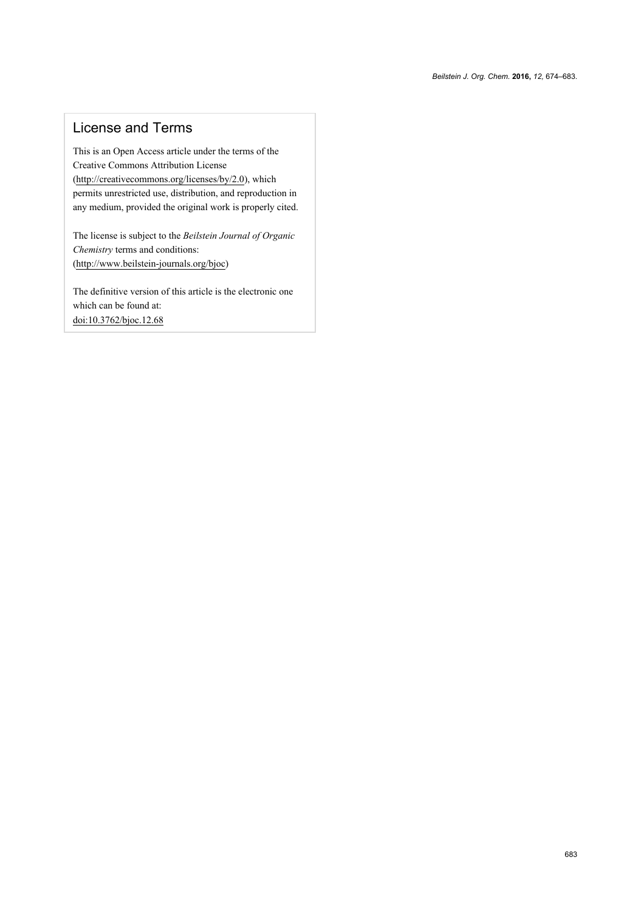## License and Terms

This is an Open Access article under the terms of the Creative Commons Attribution License (http://creativecommons.org/licenses/by/2.0), which permits unrestricted use, distribution, and reproduction in any medium, provided the original work is properly cited.

The license is subject to the *Beilstein Journal of Organic Chemistry* terms and conditions: (http://www.beilstein-journals.org/bjoc)

The definitive version of this article is the electronic one which can be found at:
doi:10.3762/bjoc.12.68